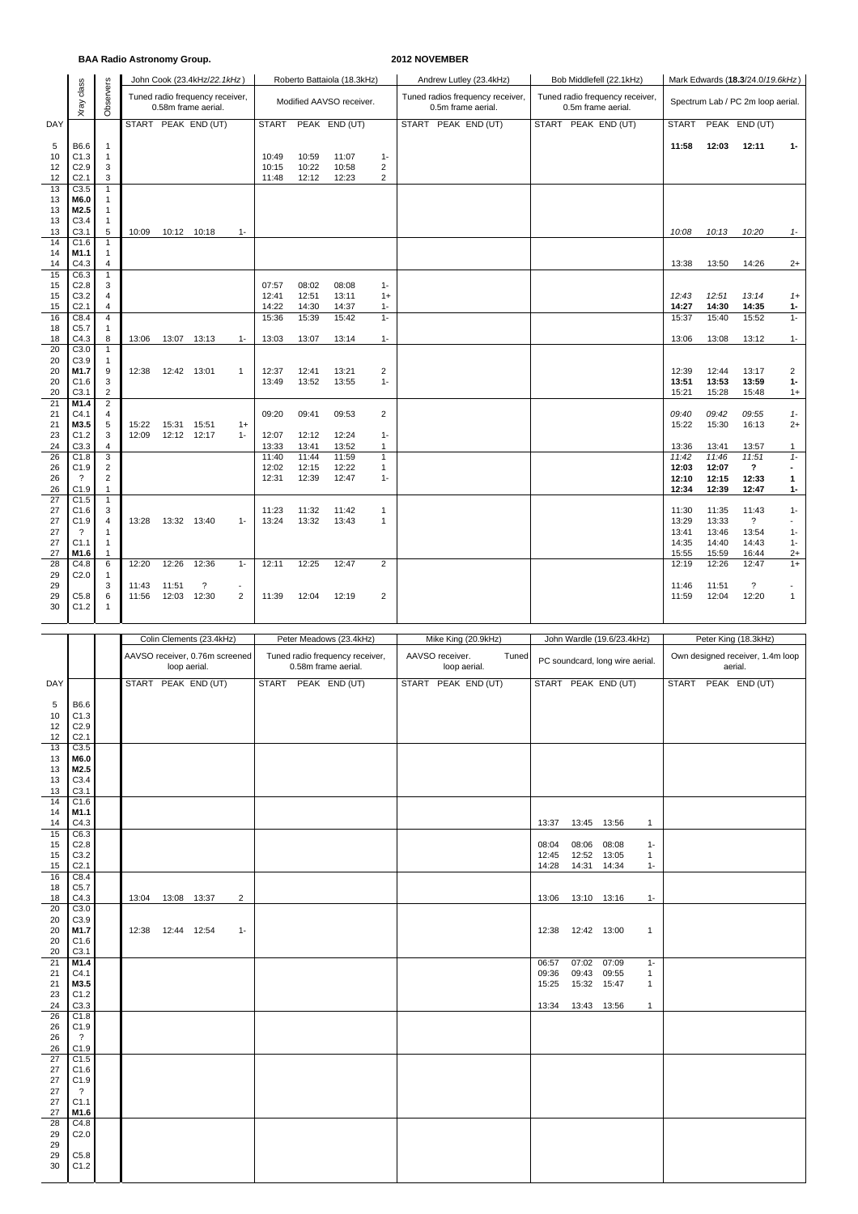**BAA Radio Astronomy Group.** **2012 NOVEMBER**

| DAY | Xray class | Observers | John Cook (23.4kHz/*22.1kHz*) Tuned radio frequency receiver, 0.58m frame aerial. | | | | Roberto Battaiola (18.3kHz) Modified AAVSO receiver. | | | | Andrew Lutley (23.4kHz) Tuned radios frequency receiver, 0.5m frame aerial. | | | | Bob Middlefell (22.1kHz) Tuned radio frequency receiver, 0.5m frame aerial. | | | | Mark Edwards (**18.3**/24.0/*19.6kHz*) Spectrum Lab / PC 2m loop aerial. | | | |
|---|---|---|---|---|---|---|---|---|---|---|---|---|---|---|---|---|---|---|---|---|---|---|
| | | | START | PEAK | END (UT) | | START | PEAK | END (UT) | | START | PEAK | END (UT) | | START | PEAK | END (UT) | | START | PEAK | END (UT) | |
| 5 | B6.6 | 1 | | | | | | | | | | | | | | | | | **11:58** | **12:03** | **12:11** | **1-** |
| 10 | C1.3 | 1 | | | | | 10:49 | 10:59 | 11:07 | 1- | | | | | | | | | | | | |
| 12 | C2.9 | 3 | | | | | 10:15 | 10:22 | 10:58 | 2 | | | | | | | | | | | | |
| 12 | C2.1 | 3 | | | | | 11:48 | 12:12 | 12:23 | 2 | | | | | | | | | | | | |
| 13 | C3.5 | 1 | | | | | | | | | | | | | | | | | | | | |
| 13 | **M6.0** | 1 | | | | | | | | | | | | | | | | | | | | |
| 13 | **M2.5** | 1 | | | | | | | | | | | | | | | | | | | | |
| 13 | C3.4 | 1 | | | | | | | | | | | | | | | | | | | | |
| 13 | C3.1 | 5 | 10:09 | 10:12 | 10:18 | 1- | | | | | | | | | | | | | *10:08* | *10:13* | *10:20* | *1-* |
| 14 | C1.6 | 1 | | | | | | | | | | | | | | | | | | | | |
| 14 | **M1.1** | 1 | | | | | | | | | | | | | | | | | | | | |
| 14 | C4.3 | 4 | | | | | | | | | | | | | | | | | 13:38 | 13:50 | 14:26 | 2+ |
| 15 | C6.3 | 1 | | | | | | | | | | | | | | | | | | | | |
| 15 | C2.8 | 3 | | | | | 07:57 | 08:02 | 08:08 | 1- | | | | | | | | | | | | |
| 15 | C3.2 | 4 | | | | | 12:41 | 12:51 | 13:11 | 1+ | | | | | | | | | *12:43* | *12:51* | *13:14* | *1+* |
| 15 | C2.1 | 4 | | | | | 14:22 | 14:30 | 14:37 | 1- | | | | | | | | | **14:27** | **14:30** | **14:35** | **1-** |
| 16 | C8.4 | 4 | | | | | 15:36 | 15:39 | 15:42 | 1- | | | | | | | | | 15:37 | 15:40 | 15:52 | 1- |
| 18 | C5.7 | 1 | | | | | | | | | | | | | | | | | | | | |
| 18 | C4.3 | 8 | 13:06 | 13:07 | 13:13 | 1- | 13:03 | 13:07 | 13:14 | 1- | | | | | | | | | 13:06 | 13:08 | 13:12 | 1- |
| 20 | C3.0 | 1 | | | | | | | | | | | | | | | | | | | | |
| 20 | C3.9 | 1 | | | | | | | | | | | | | | | | | | | | |
| 20 | **M1.7** | 9 | 12:38 | 12:42 | 13:01 | 1 | 12:37 | 12:41 | 13:21 | 2 | | | | | | | | | 12:39 | 12:44 | 13:17 | 2 |
| 20 | C1.6 | 3 | | | | | 13:49 | 13:52 | 13:55 | 1- | | | | | | | | | **13:51** | **13:53** | **13:59** | **1-** |
| 20 | C3.1 | 2 | | | | | | | | | | | | | | | | | 15:21 | 15:28 | 15:48 | 1+ |
| 21 | **M1.4** | 2 | | | | | | | | | | | | | | | | | | | | |
| 21 | C4.1 | 4 | | | | | 09:20 | 09:41 | 09:53 | 2 | | | | | | | | | *09:40* | *09:42* | *09:55* | *1-* |
| 21 | **M3.5** | 5 | 15:22 | 15:31 | 15:51 | 1+ | | | | | | | | | | | | | 15:22 | 15:30 | 16:13 | 2+ |
| 23 | C1.2 | 3 | 12:09 | 12:12 | 12:17 | 1- | 12:07 | 12:12 | 12:24 | 1- | | | | | | | | | | | | |
| 24 | C3.3 | 4 | | | | | 13:33 | 13:41 | 13:52 | 1 | | | | | | | | | 13:36 | 13:41 | 13:57 | 1 |
| 26 | C1.8 | 3 | | | | | 11:40 | 11:44 | 11:59 | 1 | | | | | | | | | *11:42* | *11:46* | *11:51* | *1-* |
| 26 | C1.9 | 2 | | | | | 12:02 | 12:15 | 12:22 | 1 | | | | | | | | | **12:03** | **12:07** | **?** | **-** |
| 26 | ? | 2 | | | | | 12:31 | 12:39 | 12:47 | 1- | | | | | | | | | **12:10** | **12:15** | **12:33** | **1** |
| 26 | C1.9 | 1 | | | | | | | | | | | | | | | | | **12:34** | **12:39** | **12:47** | **1-** |
| 27 | C1.5 | 1 | | | | | | | | | | | | | | | | | | | | |
| 27 | C1.6 | 3 | | | | | 11:23 | 11:32 | 11:42 | 1 | | | | | | | | | 11:30 | 11:35 | 11:43 | 1- |
| 27 | C1.9 | 4 | 13:28 | 13:32 | 13:40 | 1- | 13:24 | 13:32 | 13:43 | 1 | | | | | | | | | 13:29 | 13:33 | ? | - |
| 27 | ? | 1 | | | | | | | | | | | | | | | | | 13:41 | 13:46 | 13:54 | 1- |
| 27 | C1.1 | 1 | | | | | | | | | | | | | | | | | 14:35 | 14:40 | 14:43 | 1- |
| 27 | **M1.6** | 1 | | | | | | | | | | | | | | | | | 15:55 | 15:59 | 16:44 | 2+ |
| 28 | C4.8 | 6 | 12:20 | 12:26 | 12:36 | 1- | 12:11 | 12:25 | 12:47 | 2 | | | | | | | | | 12:19 | 12:26 | 12:47 | 1+ |
| 29 | C2.0 | 1 | | | | | | | | | | | | | | | | | | | | |
| 29 | | 3 | 11:43 | 11:51 | ? | - | | | | | | | | | | | | | 11:46 | 11:51 | ? | - |
| 29 | C5.8 | 6 | 11:56 | 12:03 | 12:30 | 2 | 11:39 | 12:04 | 12:19 | 2 | | | | | | | | | 11:59 | 12:04 | 12:20 | 1 |
| 30 | C1.2 | 1 | | | | | | | | | | | | | | | | | | | | |

| DAY | Xray class | | Colin Clements (23.4kHz) AAVSO receiver, 0.76m screened loop aerial. | | | | Peter Meadows (23.4kHz) Tuned radio frequency receiver, 0.58m frame aerial. | | | | Mike King (20.9kHz) AAVSO receiver. Tuned loop aerial. | | | | John Wardle (19.6/23.4kHz) PC soundcard, long wire aerial. | | | | Peter King (18.3kHz) Own designed receiver, 1.4m loop aerial. | | | |
|---|---|---|---|---|---|---|---|---|---|---|---|---|---|---|---|---|---|---|---|---|---|---|
| | | | START | PEAK | END (UT) | | START | PEAK | END (UT) | | START | PEAK | END (UT) | | START | PEAK | END (UT) | | START | PEAK | END (UT) | |
| 5 | B6.6 | | | | | | | | | | | | | | | | | | | | | |
| 10 | C1.3 | | | | | | | | | | | | | | | | | | | | | |
| 12 | C2.9 | | | | | | | | | | | | | | | | | | | | | |
| 12 | C2.1 | | | | | | | | | | | | | | | | | | | | | |
| 13 | C3.5 | | | | | | | | | | | | | | | | | | | | | |
| 13 | **M6.0** | | | | | | | | | | | | | | | | | | | | | |
| 13 | **M2.5** | | | | | | | | | | | | | | | | | | | | | |
| 13 | C3.4 | | | | | | | | | | | | | | | | | | | | | |
| 13 | C3.1 | | | | | | | | | | | | | | | | | | | | | |
| 14 | C1.6 | | | | | | | | | | | | | | | | | | | | | |
| 14 | **M1.1** | | | | | | | | | | | | | | | | | | | | | |
| 14 | C4.3 | | | | | | | | | | | | | | 13:37 | 13:45 | 13:56 | 1 | | | | |
| 15 | C6.3 | | | | | | | | | | | | | | | | | | | | | |
| 15 | C2.8 | | | | | | | | | | | | | | 08:04 | 08:06 | 08:08 | 1- | | | | |
| 15 | C3.2 | | | | | | | | | | | | | | 12:45 | 12:52 | 13:05 | 1 | | | | |
| 15 | C2.1 | | | | | | | | | | | | | | 14:28 | 14:31 | 14:34 | 1- | | | | |
| 16 | C8.4 | | | | | | | | | | | | | | | | | | | | | |
| 18 | C5.7 | | | | | | | | | | | | | | | | | | | | | |
| 18 | C4.3 | | 13:04 | 13:08 | 13:37 | 2 | | | | | | | | | 13:06 | 13:10 | 13:16 | 1- | | | | |
| 20 | C3.0 | | | | | | | | | | | | | | | | | | | | | |
| 20 | C3.9 | | | | | | | | | | | | | | | | | | | | | |
| 20 | **M1.7** | | 12:38 | 12:44 | 12:54 | 1- | | | | | | | | | 12:38 | 12:42 | 13:00 | 1 | | | | |
| 20 | C1.6 | | | | | | | | | | | | | | | | | | | | | |
| 20 | C3.1 | | | | | | | | | | | | | | | | | | | | | |
| 21 | **M1.4** | | | | | | | | | | | | | | 06:57 | 07:02 | 07:09 | 1- | | | | |
| 21 | C4.1 | | | | | | | | | | | | | | 09:36 | 09:43 | 09:55 | 1 | | | | |
| 21 | **M3.5** | | | | | | | | | | | | | | 15:25 | 15:32 | 15:47 | 1 | | | | |
| 23 | C1.2 | | | | | | | | | | | | | | | | | | | | | |
| 24 | C3.3 | | | | | | | | | | | | | | 13:34 | 13:43 | 13:56 | 1 | | | | |
| 26 | C1.8 | | | | | | | | | | | | | | | | | | | | | |
| 26 | C1.9 | | | | | | | | | | | | | | | | | | | | | |
| 26 | ? | | | | | | | | | | | | | | | | | | | | | |
| 26 | C1.9 | | | | | | | | | | | | | | | | | | | | | |
| 27 | C1.5 | | | | | | | | | | | | | | | | | | | | | |
| 27 | C1.6 | | | | | | | | | | | | | | | | | | | | | |
| 27 | C1.9 | | | | | | | | | | | | | | | | | | | | | |
| 27 | ? | | | | | | | | | | | | | | | | | | | | | |
| 27 | C1.1 | | | | | | | | | | | | | | | | | | | | | |
| 27 | **M1.6** | | | | | | | | | | | | | | | | | | | | | |
| 28 | C4.8 | | | | | | | | | | | | | | | | | | | | | |
| 29 | C2.0 | | | | | | | | | | | | | | | | | | | | | |
| 29 | | | | | | | | | | | | | | | | | | | | | | |
| 29 | C5.8 | | | | | | | | | | | | | | | | | | | | | |
| 30 | C1.2 | | | | | | | | | | | | | | | | | | | | | |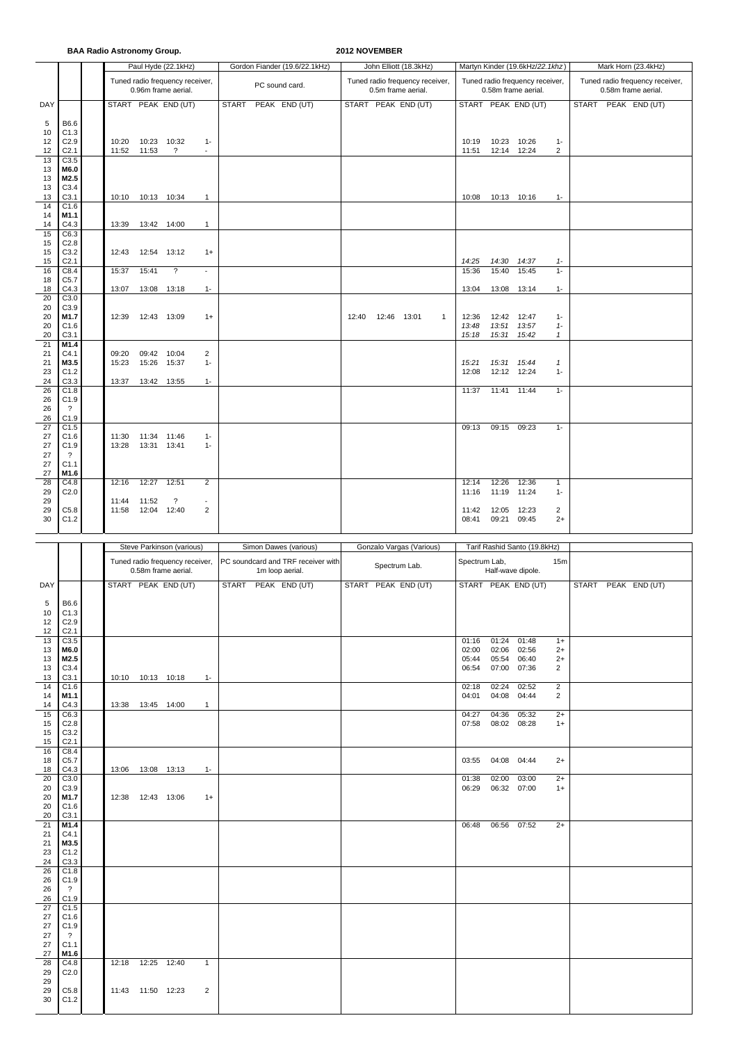**BAA Radio Astronomy Group.**

**2012 NOVEMBER**

| DAY | | Paul Hyde (22.1kHz) Tuned radio frequency receiver, 0.96m frame aerial. | | | | Gordon Fiander (19.6/22.1kHz) PC sound card. | | | | John Elliott (18.3kHz) Tuned radio frequency receiver, 0.5m frame aerial. | | | | Martyn Kinder (19.6kHz/*22.1khz*) Tuned radio frequency receiver, 0.58m frame aerial. | | | | Mark Horn (23.4kHz) Tuned radio frequency receiver, 0.58m frame aerial. | | | |
|---|---|---|---|---|---|---|---|---|---|---|---|---|---|---|---|---|---|---|---|---|---|
| | | START | PEAK | END (UT) | | START | PEAK | END (UT) | | START | PEAK | END (UT) | | START | PEAK | END (UT) | | START | PEAK | END (UT) | |
| 5 | B6.6 | | | | | | | | | | | | | | | | | | | | |
| 10 | C1.3 | | | | | | | | | | | | | | | | | | | | |
| 12 | C2.9 | 10:20 | 10:23 | 10:32 | 1- | | | | | | | | | 10:19 | 10:23 | 10:26 | 1- | | | | |
| 12 | C2.1 | 11:52 | 11:53 | ? | - | | | | | | | | | 11:51 | 12:14 | 12:24 | 2 | | | | |
| 13 | C3.5 | | | | | | | | | | | | | | | | | | | | |
| 13 | **M6.0** | | | | | | | | | | | | | | | | | | | | |
| 13 | **M2.5** | | | | | | | | | | | | | | | | | | | | |
| 13 | C3.4 | | | | | | | | | | | | | | | | | | | | |
| 13 | C3.1 | 10:10 | 10:13 | 10:34 | 1 | | | | | | | | | 10:08 | 10:13 | 10:16 | 1- | | | | |
| 14 | C1.6 | | | | | | | | | | | | | | | | | | | | |
| 14 | **M1.1** | | | | | | | | | | | | | | | | | | | | |
| 14 | C4.3 | 13:39 | 13:42 | 14:00 | 1 | | | | | | | | | | | | | | | | |
| 15 | C6.3 | | | | | | | | | | | | | | | | | | | | |
| 15 | C2.8 | | | | | | | | | | | | | | | | | | | | |
| 15 | C3.2 | 12:43 | 12:54 | 13:12 | 1+ | | | | | | | | | | | | | | | | |
| 15 | C2.1 | | | | | | | | | | | | | *14:25* | *14:30* | *14:37* | *1-* | | | | |
| 16 | C8.4 | 15:37 | 15:41 | ? | - | | | | | | | | | 15:36 | 15:40 | 15:45 | 1- | | | | |
| 18 | C5.7 | | | | | | | | | | | | | | | | | | | | |
| 18 | C4.3 | 13:07 | 13:08 | 13:18 | 1- | | | | | | | | | 13:04 | 13:08 | 13:14 | 1- | | | | |
| 20 | C3.0 | | | | | | | | | | | | | | | | | | | | |
| 20 | C3.9 | | | | | | | | | | | | | | | | | | | | |
| 20 | **M1.7** | 12:39 | 12:43 | 13:09 | 1+ | | | | | 12:40 | 12:46 | 13:01 | 1 | 12:36 | 12:42 | 12:47 | 1- | | | | |
| 20 | C1.6 | | | | | | | | | | | | | *13:48* | *13:51* | *13:57* | *1-* | | | | |
| 20 | C3.1 | | | | | | | | | | | | | *15:18* | *15:31* | *15:42* | *1* | | | | |
| 21 | **M1.4** | | | | | | | | | | | | | | | | | | | | |
| 21 | C4.1 | 09:20 | 09:42 | 10:04 | 2 | | | | | | | | | | | | | | | | |
| 21 | **M3.5** | 15:23 | 15:26 | 15:37 | 1- | | | | | | | | | *15:21* | *15:31* | *15:44* | *1* | | | | |
| 23 | C1.2 | | | | | | | | | | | | | 12:08 | 12:12 | 12:24 | 1- | | | | |
| 24 | C3.3 | 13:37 | 13:42 | 13:55 | 1- | | | | | | | | | | | | | | | | |
| 26 | C1.8 | | | | | | | | | | | | | 11:37 | 11:41 | 11:44 | 1- | | | | |
| 26 | C1.9 | | | | | | | | | | | | | | | | | | | | |
| 26 | ? | | | | | | | | | | | | | | | | | | | | |
| 26 | C1.9 | | | | | | | | | | | | | | | | | | | | |
| 27 | C1.5 | | | | | | | | | | | | | 09:13 | 09:15 | 09:23 | 1- | | | | |
| 27 | C1.6 | 11:30 | 11:34 | 11:46 | 1- | | | | | | | | | | | | | | | | |
| 27 | C1.9 | 13:28 | 13:31 | 13:41 | 1- | | | | | | | | | | | | | | | | |
| 27 | ? | | | | | | | | | | | | | | | | | | | | |
| 27 | C1.1 | | | | | | | | | | | | | | | | | | | | |
| 27 | **M1.6** | | | | | | | | | | | | | | | | | | | | |
| 28 | C4.8 | 12:16 | 12:27 | 12:51 | 2 | | | | | | | | | 12:14 | 12:26 | 12:36 | 1 | | | | |
| 29 | C2.0 | | | | | | | | | | | | | 11:16 | 11:19 | 11:24 | 1- | | | | |
| 29 | | 11:44 | 11:52 | ? | - | | | | | | | | | | | | | | | | |
| 29 | C5.8 | 11:58 | 12:04 | 12:40 | 2 | | | | | | | | | 11:42 | 12:05 | 12:23 | 2 | | | | |
| 30 | C1.2 | | | | | | | | | | | | | 08:41 | 09:21 | 09:45 | 2+ | | | | |

| DAY | | Steve Parkinson (various) Tuned radio frequency receiver, 0.58m frame aerial. | | | | Simon Dawes (various) PC soundcard and TRF receiver with 1m loop aerial. | | | | Gonzalo Vargas (Various) Spectrum Lab. | | | | Tarif Rashid Santo (19.8kHz) Spectrum Lab, 15m Half-wave dipole. | | | | | | | |
|---|---|---|---|---|---|---|---|---|---|---|---|---|---|---|---|---|---|---|---|---|---|
| | | START | PEAK | END (UT) | | START | PEAK | END (UT) | | START | PEAK | END (UT) | | START | PEAK | END (UT) | | START | PEAK | END (UT) | |
| 5 | B6.6 | | | | | | | | | | | | | | | | | | | | |
| 10 | C1.3 | | | | | | | | | | | | | | | | | | | | |
| 12 | C2.9 | | | | | | | | | | | | | | | | | | | | |
| 12 | C2.1 | | | | | | | | | | | | | | | | | | | | |
| 13 | C3.5 | | | | | | | | | | | | | 01:16 | 01:24 | 01:48 | 1+ | | | | |
| 13 | **M6.0** | | | | | | | | | | | | | 02:00 | 02:06 | 02:56 | 2+ | | | | |
| 13 | **M2.5** | | | | | | | | | | | | | 05:44 | 05:54 | 06:40 | 2+ | | | | |
| 13 | C3.4 | | | | | | | | | | | | | 06:54 | 07:00 | 07:36 | 2 | | | | |
| 13 | C3.1 | 10:10 | 10:13 | 10:18 | 1- | | | | | | | | | | | | | | | | |
| 14 | C1.6 | | | | | | | | | | | | | 02:18 | 02:24 | 02:52 | 2 | | | | |
| 14 | **M1.1** | | | | | | | | | | | | | 04:01 | 04:08 | 04:44 | 2 | | | | |
| 14 | C4.3 | 13:38 | 13:45 | 14:00 | 1 | | | | | | | | | | | | | | | | |
| 15 | C6.3 | | | | | | | | | | | | | 04:27 | 04:36 | 05:32 | 2+ | | | | |
| 15 | C2.8 | | | | | | | | | | | | | 07:58 | 08:02 | 08:28 | 1+ | | | | |
| 15 | C3.2 | | | | | | | | | | | | | | | | | | | | |
| 15 | C2.1 | | | | | | | | | | | | | | | | | | | | |
| 16 | C8.4 | | | | | | | | | | | | | | | | | | | | |
| 18 | C5.7 | | | | | | | | | | | | | 03:55 | 04:08 | 04:44 | 2+ | | | | |
| 18 | C4.3 | 13:06 | 13:08 | 13:13 | 1- | | | | | | | | | | | | | | | | |
| 20 | C3.0 | | | | | | | | | | | | | 01:38 | 02:00 | 03:00 | 2+ | | | | |
| 20 | C3.9 | | | | | | | | | | | | | 06:29 | 06:32 | 07:00 | 1+ | | | | |
| 20 | **M1.7** | 12:38 | 12:43 | 13:06 | 1+ | | | | | | | | | | | | | | | | |
| 20 | C1.6 | | | | | | | | | | | | | | | | | | | | |
| 20 | C3.1 | | | | | | | | | | | | | | | | | | | | |
| 21 | **M1.4** | | | | | | | | | | | | | 06:48 | 06:56 | 07:52 | 2+ | | | | |
| 21 | C4.1 | | | | | | | | | | | | | | | | | | | | |
| 21 | **M3.5** | | | | | | | | | | | | | | | | | | | | |
| 23 | C1.2 | | | | | | | | | | | | | | | | | | | | |
| 24 | C3.3 | | | | | | | | | | | | | | | | | | | | |
| 26 | C1.8 | | | | | | | | | | | | | | | | | | | | |
| 26 | C1.9 | | | | | | | | | | | | | | | | | | | | |
| 26 | ? | | | | | | | | | | | | | | | | | | | | |
| 26 | C1.9 | | | | | | | | | | | | | | | | | | | | |
| 27 | C1.5 | | | | | | | | | | | | | | | | | | | | |
| 27 | C1.6 | | | | | | | | | | | | | | | | | | | | |
| 27 | C1.9 | | | | | | | | | | | | | | | | | | | | |
| 27 | ? | | | | | | | | | | | | | | | | | | | | |
| 27 | C1.1 | | | | | | | | | | | | | | | | | | | | |
| 27 | **M1.6** | | | | | | | | | | | | | | | | | | | | |
| 28 | C4.8 | 12:18 | 12:25 | 12:40 | 1 | | | | | | | | | | | | | | | | |
| 29 | C2.0 | | | | | | | | | | | | | | | | | | | | |
| 29 | | | | | | | | | | | | | | | | | | | | | |
| 29 | C5.8 | 11:43 | 11:50 | 12:23 | 2 | | | | | | | | | | | | | | | | |
| 30 | C1.2 | | | | | | | | | | | | | | | | | | | | |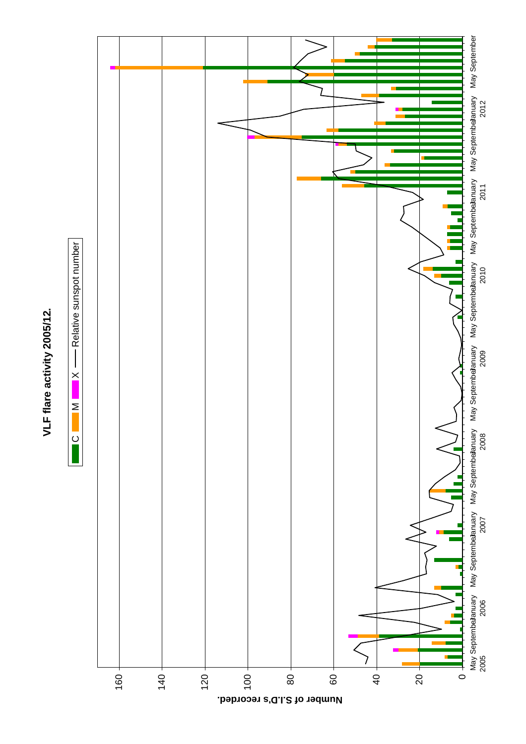**VLF flare activity 2005/12.**

C | M | X | —— Relative sunspot number

Number of S.I.D's recorded.

0 | 20 | 40 | 60 | 80 | 100 | 120 | 140 | 160

May September January 2006 | May September January 2007 | May September January 2008 | May September January 2009 | May September January 2010 | May September January 2011 | May September January 2012 | May September

2005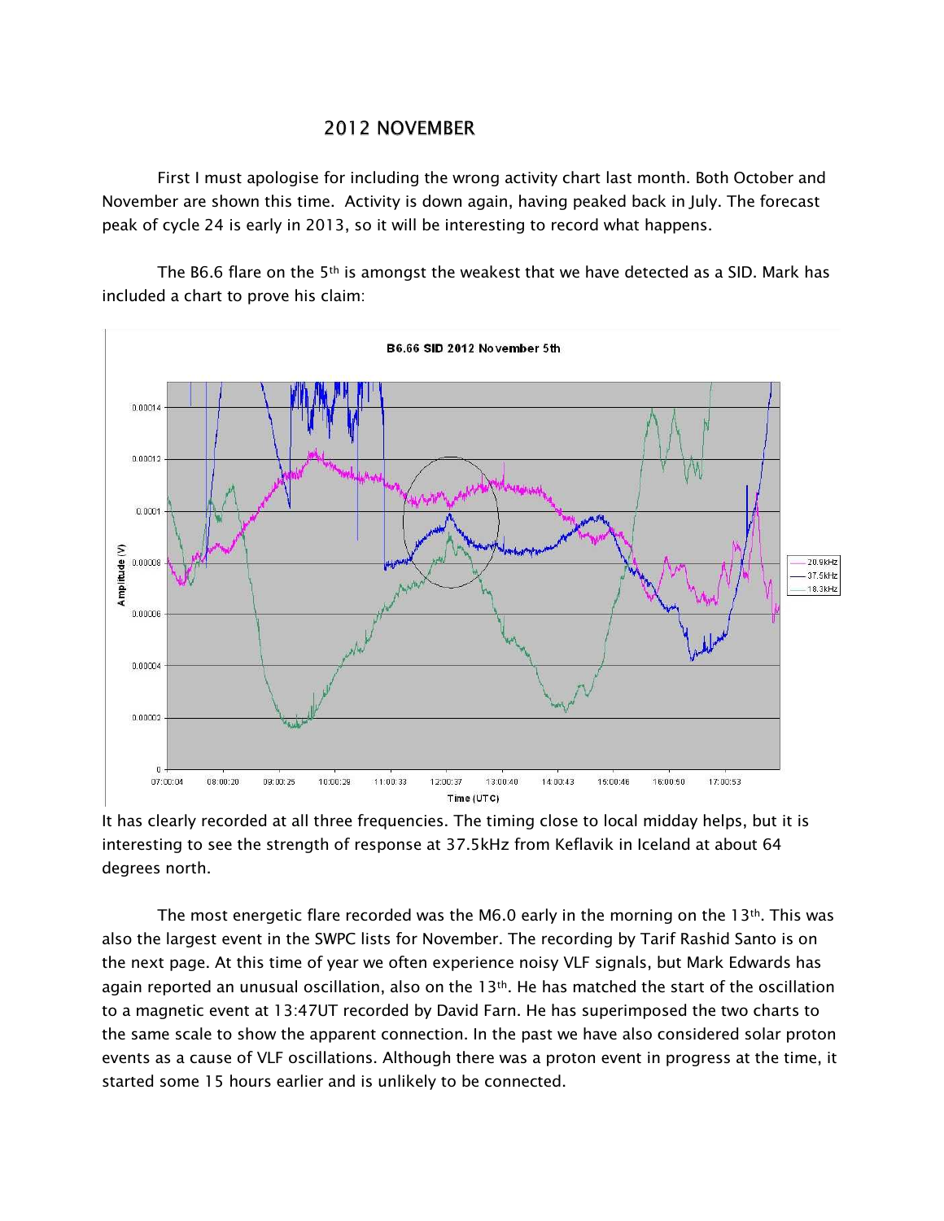## 2012 NOVEMBER

First I must apologise for including the wrong activity chart last month. Both October and November are shown this time. Activity is down again, having peaked back in July. The forecast peak of cycle 24 is early in 2013, so it will be interesting to record what happens.

The B6.6 flare on the 5th is amongst the weakest that we have detected as a SID. Mark has included a chart to prove his claim:

It has clearly recorded at all three frequencies. The timing close to local midday helps, but it is interesting to see the strength of response at 37.5kHz from Keflavik in Iceland at about 64 degrees north.

The most energetic flare recorded was the M6.0 early in the morning on the 13th. This was also the largest event in the SWPC lists for November. The recording by Tarif Rashid Santo is on the next page. At this time of year we often experience noisy VLF signals, but Mark Edwards has again reported an unusual oscillation, also on the 13th. He has matched the start of the oscillation to a magnetic event at 13:47UT recorded by David Farn. He has superimposed the two charts to the same scale to show the apparent connection. In the past we have also considered solar proton events as a cause of VLF oscillations. Although there was a proton event in progress at the time, it started some 15 hours earlier and is unlikely to be connected.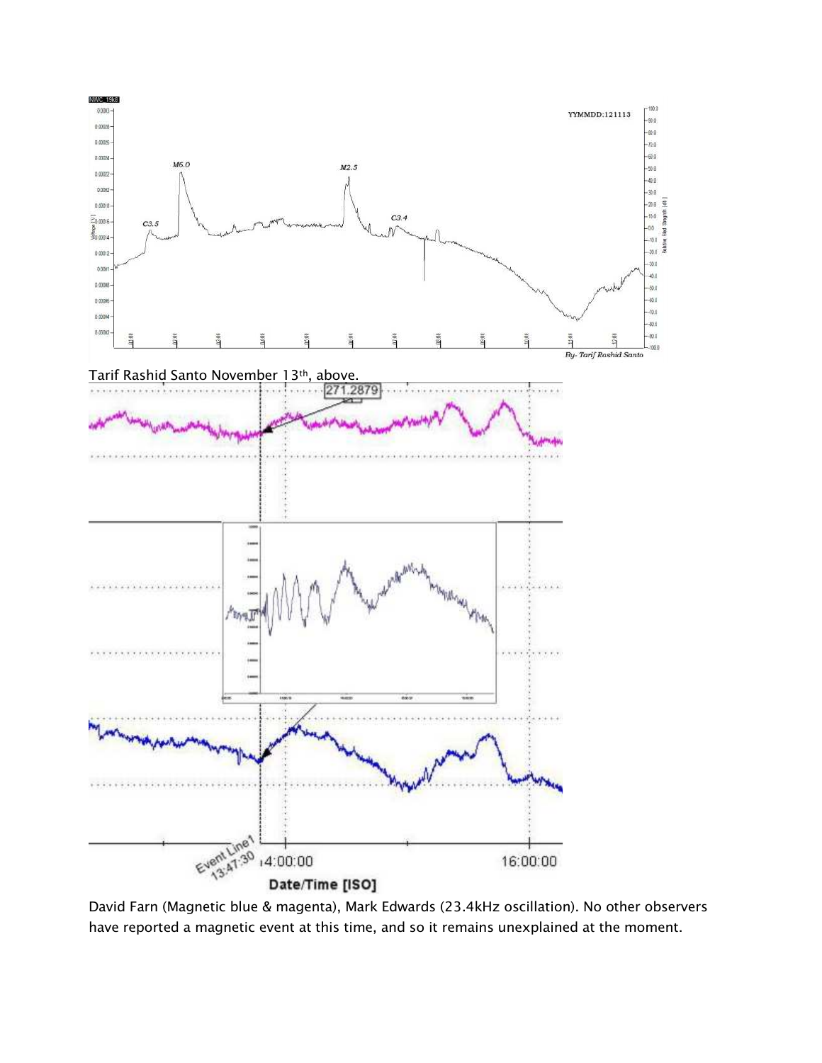Tarif Rashid Santo November 13th, above.

David Farn (Magnetic blue & magenta), Mark Edwards (23.4kHz oscillation). No other observers have reported a magnetic event at this time, and so it remains unexplained at the moment.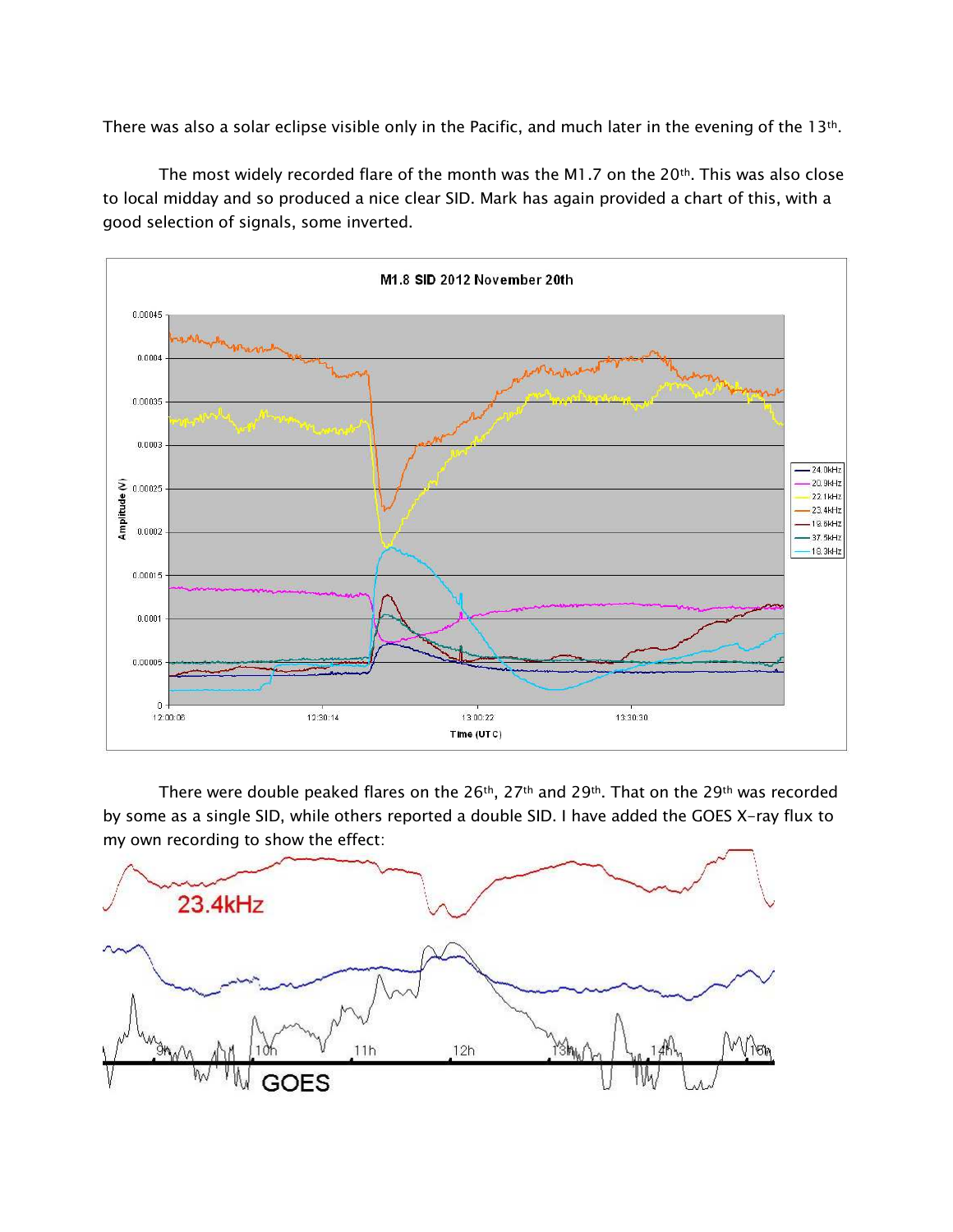There was also a solar eclipse visible only in the Pacific, and much later in the evening of the 13th.

The most widely recorded flare of the month was the M1.7 on the 20th. This was also close to local midday and so produced a nice clear SID. Mark has again provided a chart of this, with a good selection of signals, some inverted.

There were double peaked flares on the 26th, 27th and 29th. That on the 29th was recorded by some as a single SID, while others reported a double SID. I have added the GOES X-ray flux to my own recording to show the effect: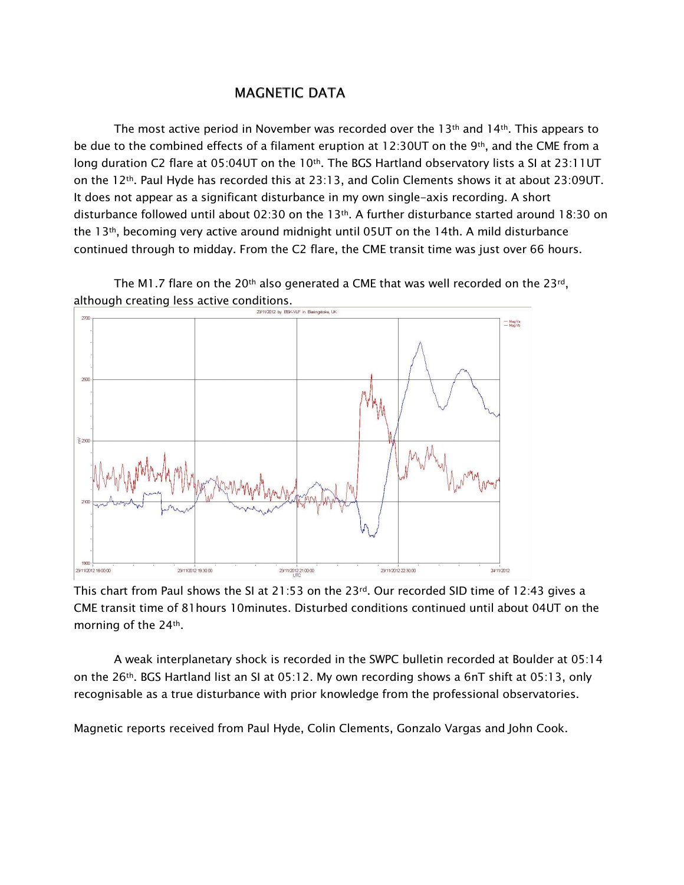## MAGNETIC DATA

The most active period in November was recorded over the 13th and 14th. This appears to be due to the combined effects of a filament eruption at 12:30UT on the 9th, and the CME from a long duration C2 flare at 05:04UT on the 10th. The BGS Hartland observatory lists a SI at 23:11UT on the 12th. Paul Hyde has recorded this at 23:13, and Colin Clements shows it at about 23:09UT. It does not appear as a significant disturbance in my own single-axis recording. A short disturbance followed until about 02:30 on the 13th. A further disturbance started around 18:30 on the 13th, becoming very active around midnight until 05UT on the 14th. A mild disturbance continued through to midday. From the C2 flare, the CME transit time was just over 66 hours.

The M1.7 flare on the 20th also generated a CME that was well recorded on the 23rd, although creating less active conditions.

This chart from Paul shows the SI at 21:53 on the 23rd. Our recorded SID time of 12:43 gives a CME transit time of 81hours 10minutes. Disturbed conditions continued until about 04UT on the morning of the 24th.

A weak interplanetary shock is recorded in the SWPC bulletin recorded at Boulder at 05:14 on the 26th. BGS Hartland list an SI at 05:12. My own recording shows a 6nT shift at 05:13, only recognisable as a true disturbance with prior knowledge from the professional observatories.

Magnetic reports received from Paul Hyde, Colin Clements, Gonzalo Vargas and John Cook.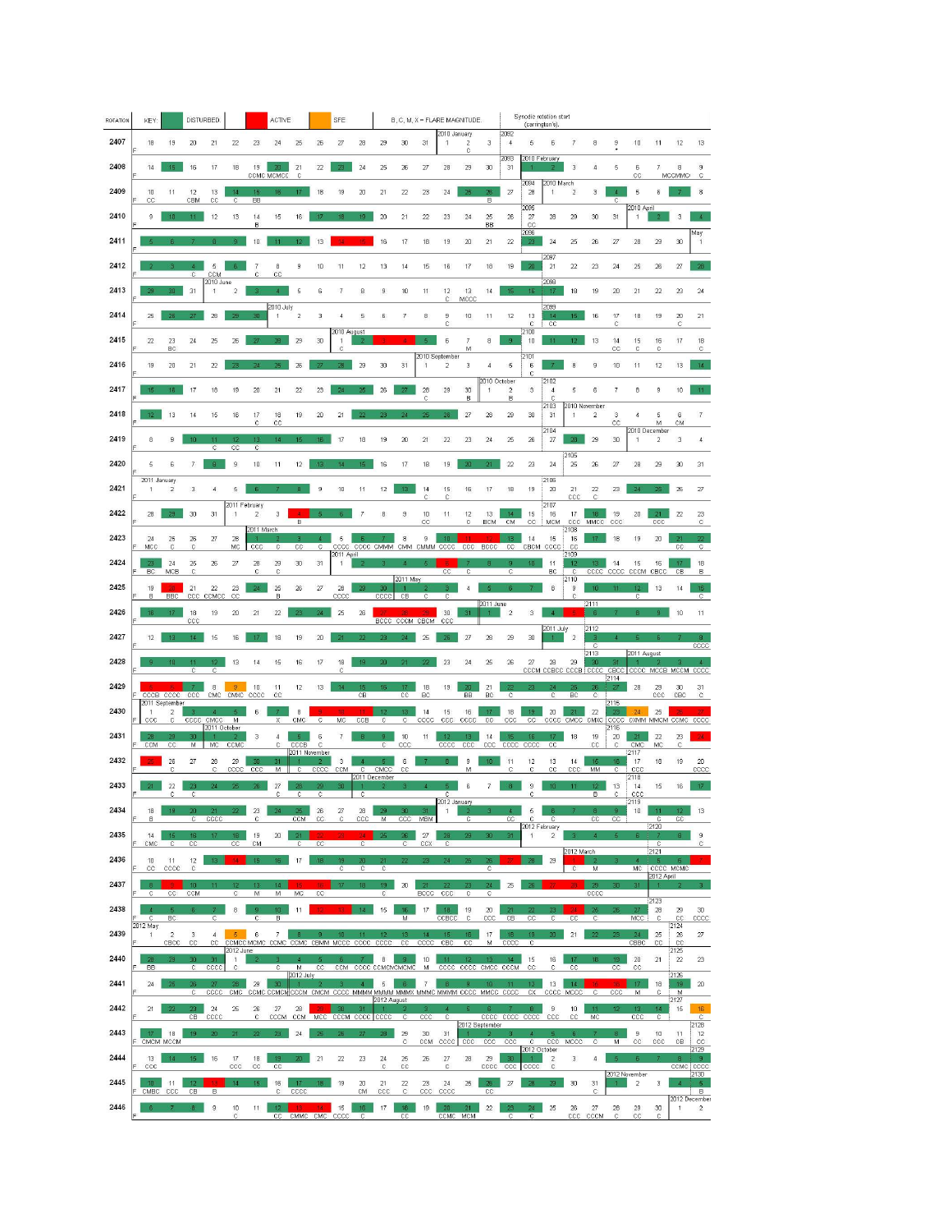ROTATION | KEY: DISTURBED | ACTIVE | SFE | B, C, M, X = FLARE MAGNITUDE | Synodic rotation start (carrington's)

| ROTATION | Days |
|---|---|
| 2407 | 18 19 20 21 22 23 24 25 26 27 28 29 30 31 **2010 January** 1 2 3 4 5 6 7 8 9 10 11 12 13 |
| 2408 | 14 15 16 17 18 19 20 21 22 23 24 25 26 27 28 29 30 31 **2010 February** 1 2 3 4 5 6 7 8 9 |
| 2409 | 10 11 12 13 14 15 16 17 18 19 20 21 22 23 24 25 26 27 28 **2010 March** 1 2 3 4 5 6 7 8 |
| 2410 | 9 10 11 12 13 14 15 16 17 18 19 20 21 22 23 24 25 26 27 28 29 30 31 **2010 April** 1 2 3 4 |
| 2411 | 5 6 7 8 9 10 11 12 13 14 15 16 17 18 19 20 21 22 23 24 25 26 27 28 29 30 **May** 1 |
| 2412 | 2 3 4 5 6 7 8 9 10 11 12 13 14 15 16 17 18 19 20 21 22 23 24 25 26 27 28 |
| 2413 | 29 30 31 **2010 June** 1 2 3 4 5 6 7 8 9 10 11 12 13 14 15 16 17 18 19 20 21 22 23 24 |
| 2414 | 25 26 27 28 29 30 **2010 July** 1 2 3 4 5 6 7 8 9 10 11 12 13 14 15 16 17 18 19 20 21 |
| 2415 | 22 23 24 25 26 27 28 29 30 31 **2010 August** 1 2 3 4 5 6 7 8 9 10 11 12 13 14 15 16 17 18 |
| 2416 | 19 20 21 22 23 24 25 26 27 28 29 30 31 **2010 September** 1 2 3 4 5 6 7 8 9 10 11 12 13 14 |
| 2417 | 15 16 17 18 19 20 21 22 23 24 25 26 27 28 29 30 **2010 October** 1 2 3 4 5 6 7 8 9 10 11 |
| 2418 | 12 13 14 15 16 17 18 19 20 21 22 23 24 25 26 27 28 29 30 31 **2010 November** 1 2 3 4 5 6 7 |
| 2419 | 8 9 10 11 12 13 14 15 16 17 18 19 20 21 22 23 24 25 26 27 28 29 30 **2010 December** 1 2 3 4 |
| 2420 | 5 6 7 8 9 10 11 12 13 14 15 16 17 18 19 20 21 22 23 24 25 26 27 28 29 30 31 |
| 2421 | **2011 January** 1 2 3 4 5 6 7 8 9 10 11 12 13 14 15 16 17 18 19 20 21 22 23 24 25 26 27 |
| 2422 | 28 29 30 31 **2011 February** 1 2 3 4 5 6 7 8 9 10 11 12 13 14 15 16 17 18 19 20 21 22 23 |
| 2423 | 24 25 26 27 28 **2011 March** 1 2 3 4 5 6 7 8 9 10 11 12 13 14 15 16 17 18 19 20 21 22 |
| 2424 | 23 24 25 26 27 28 29 30 31 **2011 April** 1 2 3 4 5 6 7 8 9 10 11 12 13 14 15 16 17 18 |
| 2425 | 19 20 21 22 23 24 25 26 27 28 29 30 **2011 May** 1 2 3 4 5 6 7 8 9 10 11 12 13 14 15 |
| 2426 | 16 17 18 19 20 21 22 23 24 25 26 27 28 29 30 31 **2011 June** 1 2 3 4 5 6 7 8 9 10 11 |
| 2427 | 12 13 14 15 16 17 18 19 20 21 22 23 24 25 26 27 28 29 30 **2011 July** 1 2 3 4 5 6 7 8 |
| 2428 | 9 10 11 12 13 14 15 16 17 18 19 20 21 22 23 24 25 26 27 28 29 30 31 **2011 August** 1 2 3 4 |
| 2429 | 5 6 7 8 9 10 11 12 13 14 15 16 17 18 19 20 21 22 23 24 25 26 27 28 29 30 31 |
| 2430 | **2011 September** 1 2 3 4 5 6 7 8 9 10 11 12 13 14 15 16 17 18 19 20 21 22 23 24 25 26 27 |
| 2431 | 28 29 30 **2011 October** 1 2 3 4 5 6 7 8 9 10 11 12 13 14 15 16 17 18 19 20 21 22 23 24 |
| 2432 | 25 26 27 28 29 30 31 **2011 November** 1 2 3 4 5 6 7 8 9 10 11 12 13 14 15 16 17 18 19 20 |
| 2433 | 21 22 23 24 25 26 27 28 29 30 **2011 December** 1 2 3 4 5 6 7 8 9 10 11 12 13 14 15 16 17 |
| 2434 | 18 19 20 21 22 23 24 25 26 27 28 29 30 31 **2012 January** 1 2 3 4 5 6 7 8 9 10 11 12 13 |
| 2435 | 14 15 16 17 18 19 20 21 22 23 24 25 26 27 28 29 30 31 **2012 February** 1 2 3 4 5 6 7 8 9 |
| 2436 | 10 11 12 13 14 15 16 17 18 19 20 21 22 23 24 25 26 27 28 29 **2012 March** 1 2 3 4 5 6 7 |
| 2437 | 8 9 10 11 12 13 14 15 16 17 18 19 20 21 22 23 24 25 26 27 28 29 30 31 **2012 April** 1 2 3 |
| 2438 | 4 5 6 7 8 9 10 11 12 13 14 15 16 17 18 19 20 21 22 23 24 25 26 27 28 29 30 |
| 2439 | **2012 May** 1 2 3 4 5 6 7 8 9 10 11 12 13 14 15 16 17 18 19 20 21 22 23 24 25 26 27 |
| 2440 | 28 29 30 31 **2012 June** 1 2 3 4 5 6 7 8 9 10 11 12 13 14 15 16 17 18 19 20 21 22 23 |
| 2441 | 24 25 26 27 28 29 30 **2012 July** 1 2 3 4 5 6 7 8 9 10 11 12 13 14 15 16 17 18 19 20 |
| 2442 | 21 22 23 24 25 26 27 28 29 30 31 **2012 August** 1 2 3 4 5 6 7 8 9 10 11 12 13 14 15 16 |
| 2443 | 17 18 19 20 21 22 23 24 25 26 27 28 29 30 31 **2012 September** 1 2 3 4 5 6 7 8 9 10 11 12 |
| 2444 | 13 14 15 16 17 18 19 20 21 22 23 24 25 26 27 28 29 30 **2012 October** 1 2 3 4 5 6 7 8 9 |
| 2445 | 10 11 12 13 14 15 16 17 18 19 20 21 22 23 24 25 26 27 28 29 30 31 **2012 November** 1 2 3 4 5 |
| 2446 | 6 7 8 9 10 11 12 13 14 15 16 17 18 19 20 21 22 23 24 25 26 27 28 29 30 **2012 December** 1 2 |